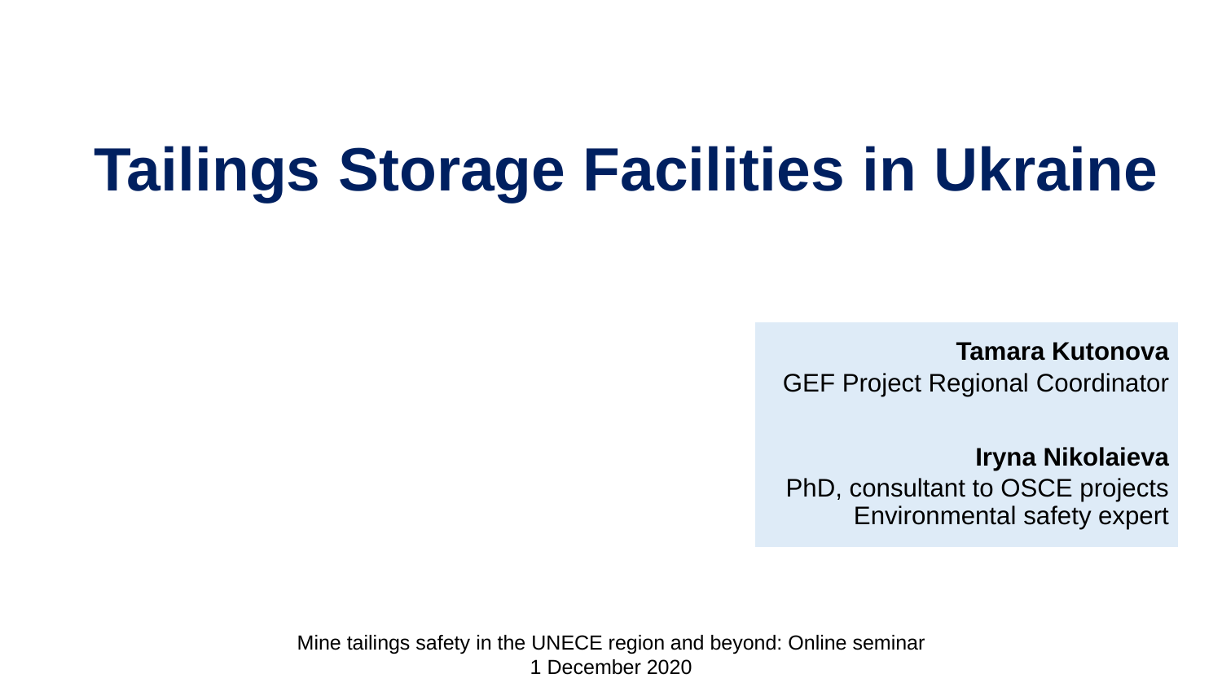# Tailings Storage Facilities in Ukraine

**Tamara Kutonova**
GEF Project Regional Coordinator

**Iryna Nikolaieva**
PhD, consultant to OSCE projects
Environmental safety expert

Mine tailings safety in the UNECE region and beyond: Online seminar
1 December 2020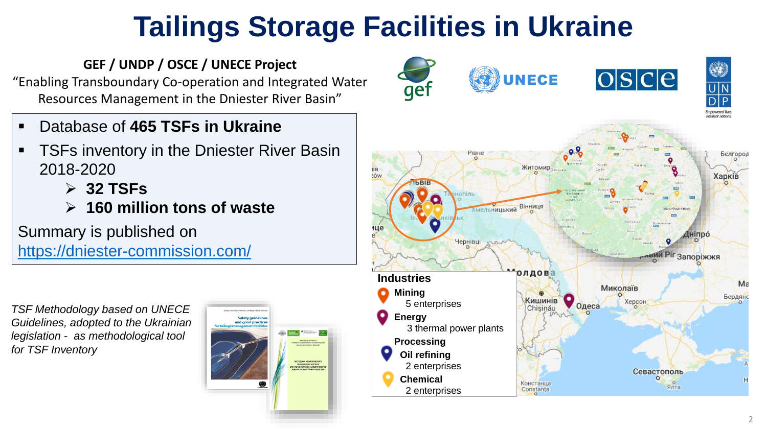# Tailings Storage Facilities in Ukraine

**GEF / UNDP / OSCE / UNECE Project**

"Enabling Transboundary Co-operation and Integrated Water Resources Management in the Dniester River Basin"

- Database of **465 TSFs in Ukraine**
- TSFs inventory in the Dniester River Basin 2018-2020
  - **32 TSFs**
  - **160 million tons of waste**

Summary is published on https://dniester-commission.com/

*TSF Methodology based on UNECE Guidelines, adopted to the Ukrainian legislation - as methodological tool for TSF Inventory*

**Industries**

- **Mining**
  5 enterprises
- **Energy**
  3 thermal power plants
- **Processing**
  - **Oil refining**
    2 enterprises
  - **Chemical**
    2 enterprises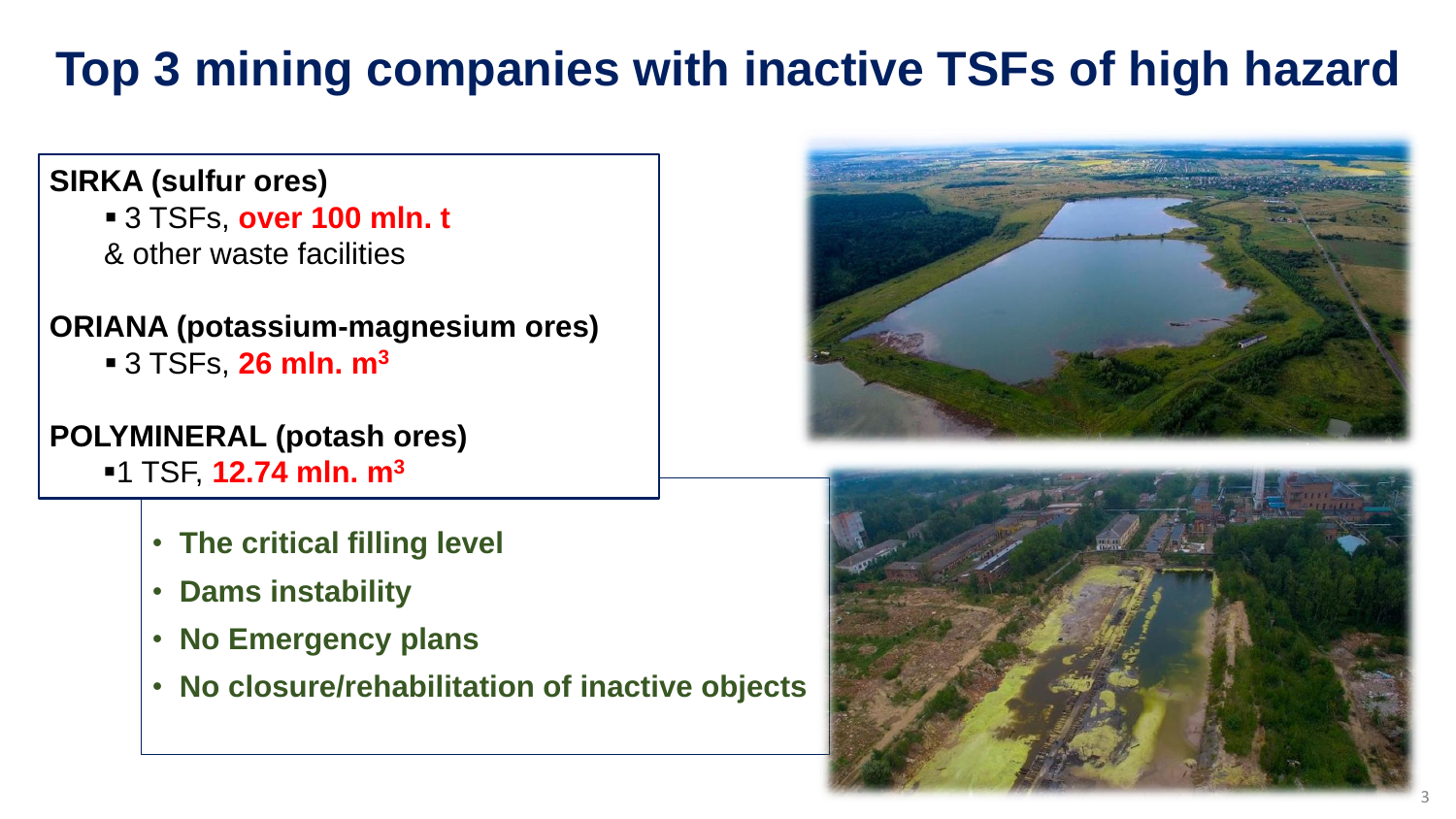# Top 3 mining companies with inactive TSFs of high hazard

**SIRKA (sulfur ores)**

- 3 TSFs, **over 100 mln. t** & other waste facilities

**ORIANA (potassium-magnesium ores)**

- 3 TSFs, **26 mln. $m^3$**

**POLYMINERAL (potash ores)**

- 1 TSF, **12.74 mln. $m^3$**

- **The critical filling level**
- **Dams instability**
- **No Emergency plans**
- **No closure/rehabilitation of inactive objects**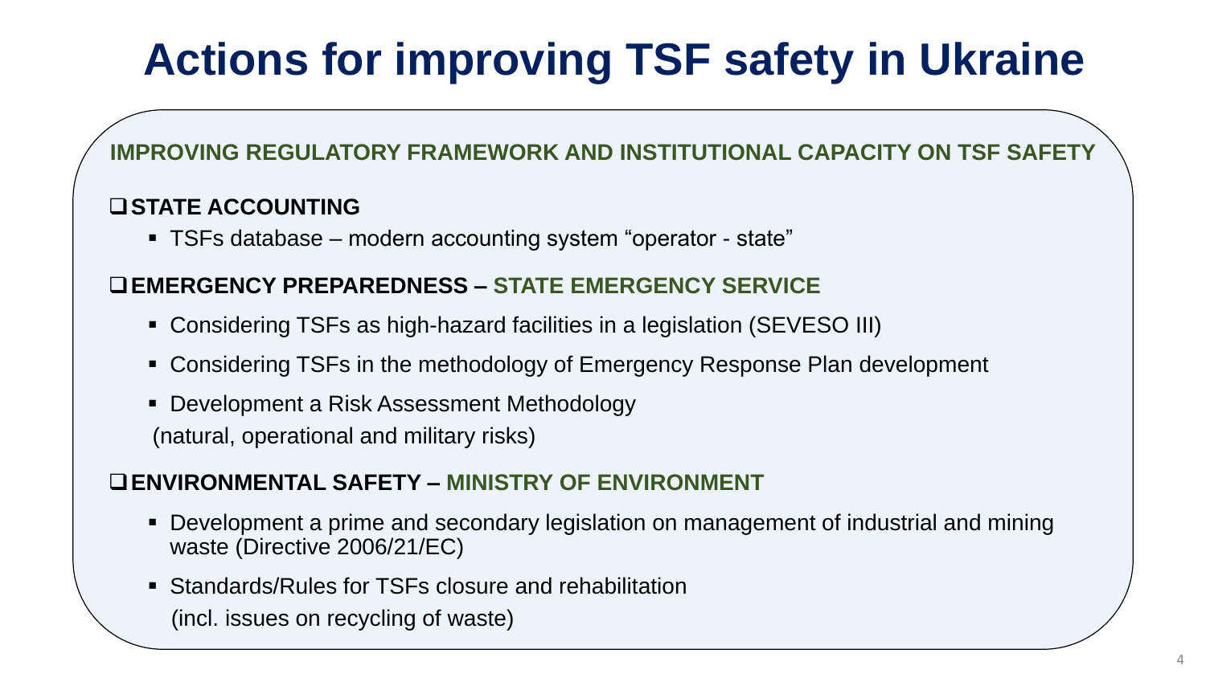# Actions for improving TSF safety in Ukraine

## IMPROVING REGULATORY FRAMEWORK AND INSTITUTIONAL CAPACITY ON TSF SAFETY

### STATE ACCOUNTING

- TSFs database – modern accounting system "operator - state"

### EMERGENCY PREPAREDNESS – STATE EMERGENCY SERVICE

- Considering TSFs as high-hazard facilities in a legislation (SEVESO III)
- Considering TSFs in the methodology of Emergency Response Plan development
- Development a Risk Assessment Methodology
  (natural, operational and military risks)

### ENVIRONMENTAL SAFETY – MINISTRY OF ENVIRONMENT

- Development a prime and secondary legislation on management of industrial and mining waste (Directive 2006/21/EC)
- Standards/Rules for TSFs closure and rehabilitation
  (incl. issues on recycling of waste)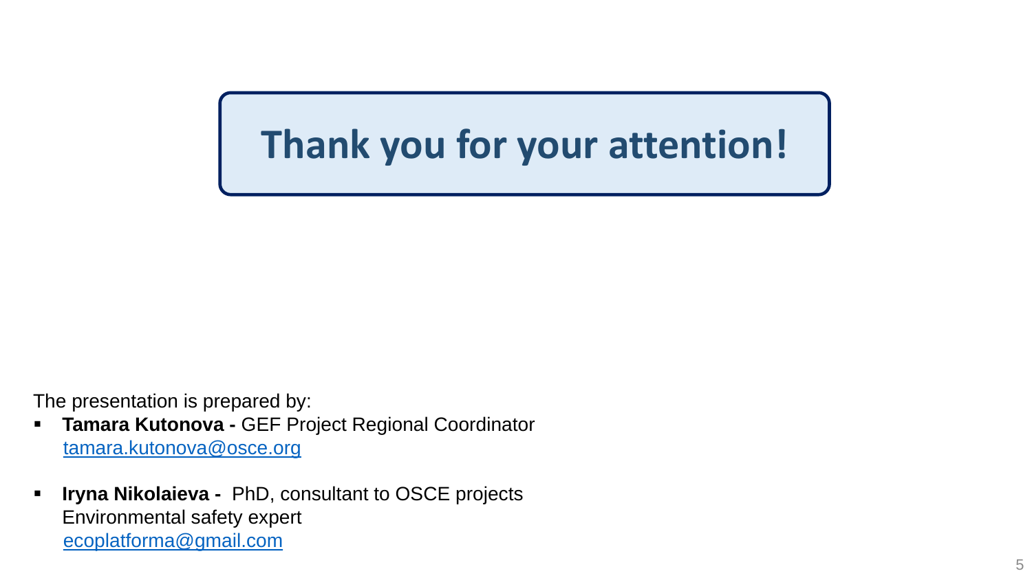# Thank you for your attention!

The presentation is prepared by:

- **Tamara Kutonova -** GEF Project Regional Coordinator
  tamara.kutonova@osce.org

- **Iryna Nikolaieva -** PhD, consultant to OSCE projects
  Environmental safety expert
  ecoplatforma@gmail.com